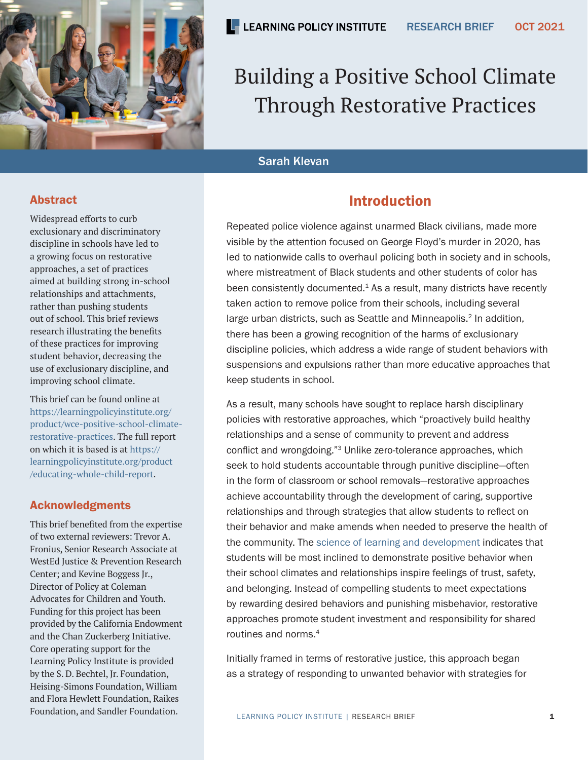LEARNING POLICY INSTITUTE RESEARCH BRIEF OCT 2021

# Building a Positive School Climate Through Restorative Practices

Sarah Klevan

## Abstract

Widespread efforts to curb exclusionary and discriminatory discipline in schools have led to a growing focus on restorative approaches, a set of practices aimed at building strong in-school relationships and attachments, rather than pushing students out of school. This brief reviews research illustrating the benefits of these practices for improving student behavior, decreasing the use of exclusionary discipline, and improving school climate.

This brief can be found online at https://learningpolicyinstitute.org/product/wce-positive-school-climate-restorative-practices. The full report on which it is based is at https://learningpolicyinstitute.org/product/educating-whole-child-report.

## Acknowledgments

This brief benefited from the expertise of two external reviewers: Trevor A. Fronius, Senior Research Associate at WestEd Justice & Prevention Research Center; and Kevine Boggess Jr., Director of Policy at Coleman Advocates for Children and Youth. Funding for this project has been provided by the California Endowment and the Chan Zuckerberg Initiative. Core operating support for the Learning Policy Institute is provided by the S. D. Bechtel, Jr. Foundation, Heising-Simons Foundation, William and Flora Hewlett Foundation, Raikes Foundation, and Sandler Foundation.

## Introduction

Repeated police violence against unarmed Black civilians, made more visible by the attention focused on George Floyd's murder in 2020, has led to nationwide calls to overhaul policing both in society and in schools, where mistreatment of Black students and other students of color has been consistently documented.[1] As a result, many districts have recently taken action to remove police from their schools, including several large urban districts, such as Seattle and Minneapolis.[2] In addition, there has been a growing recognition of the harms of exclusionary discipline policies, which address a wide range of student behaviors with suspensions and expulsions rather than more educative approaches that keep students in school.

As a result, many schools have sought to replace harsh disciplinary policies with restorative approaches, which "proactively build healthy relationships and a sense of community to prevent and address conflict and wrongdoing."[3] Unlike zero-tolerance approaches, which seek to hold students accountable through punitive discipline—often in the form of classroom or school removals—restorative approaches achieve accountability through the development of caring, supportive relationships and through strategies that allow students to reflect on their behavior and make amends when needed to preserve the health of the community. The science of learning and development indicates that students will be most inclined to demonstrate positive behavior when their school climates and relationships inspire feelings of trust, safety, and belonging. Instead of compelling students to meet expectations by rewarding desired behaviors and punishing misbehavior, restorative approaches promote student investment and responsibility for shared routines and norms.[4]

Initially framed in terms of restorative justice, this approach began as a strategy of responding to unwanted behavior with strategies for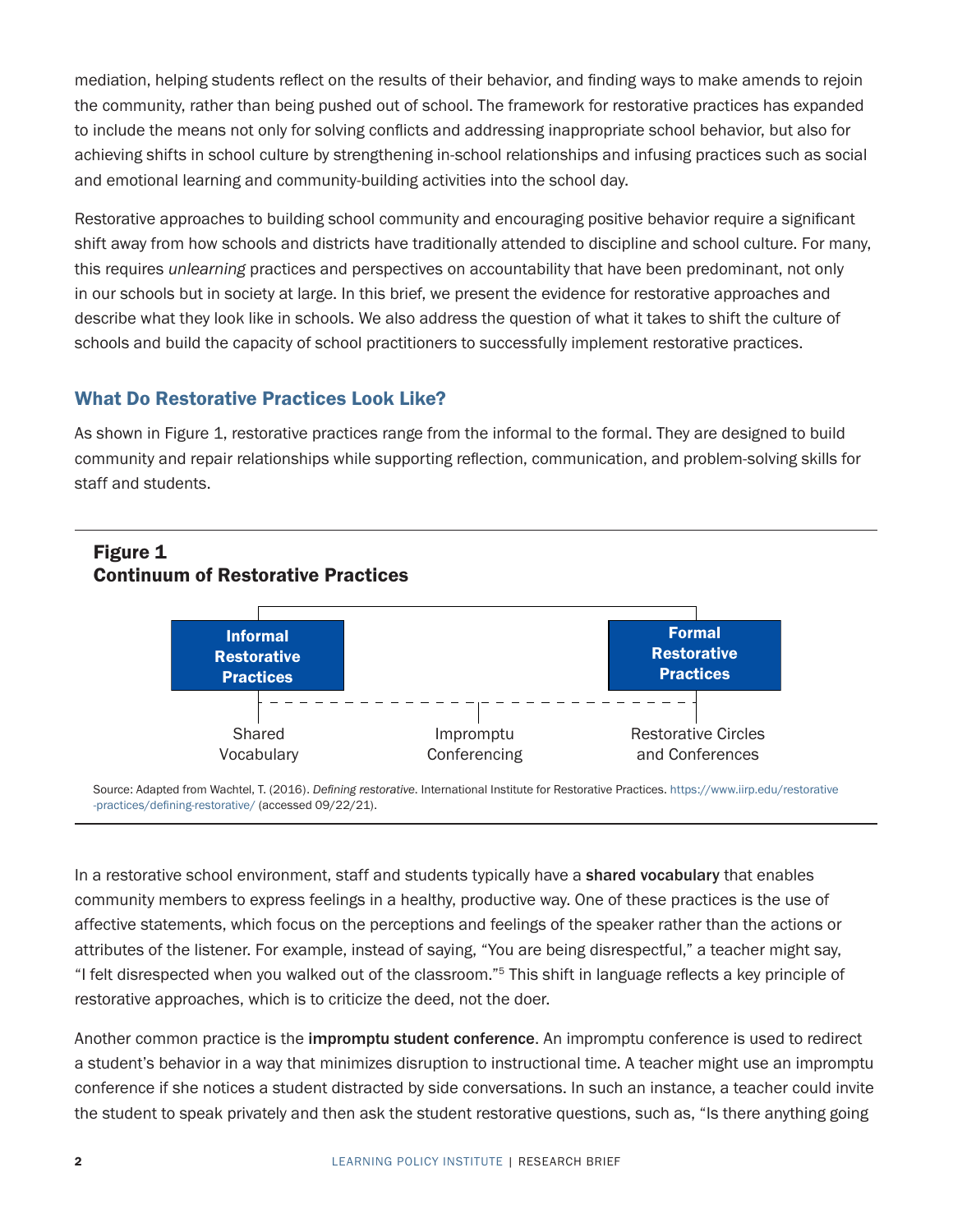mediation, helping students reflect on the results of their behavior, and finding ways to make amends to rejoin the community, rather than being pushed out of school. The framework for restorative practices has expanded to include the means not only for solving conflicts and addressing inappropriate school behavior, but also for achieving shifts in school culture by strengthening in-school relationships and infusing practices such as social and emotional learning and community-building activities into the school day.

Restorative approaches to building school community and encouraging positive behavior require a significant shift away from how schools and districts have traditionally attended to discipline and school culture. For many, this requires *unlearning* practices and perspectives on accountability that have been predominant, not only in our schools but in society at large. In this brief, we present the evidence for restorative approaches and describe what they look like in schools. We also address the question of what it takes to shift the culture of schools and build the capacity of school practitioners to successfully implement restorative practices.

## What Do Restorative Practices Look Like?

As shown in Figure 1, restorative practices range from the informal to the formal. They are designed to build community and repair relationships while supporting reflection, communication, and problem-solving skills for staff and students.

**Figure 1**
**Continuum of Restorative Practices**

**Informal Restorative Practices** — **Formal Restorative Practices**

Shared Vocabulary — Impromptu Conferencing — Restorative Circles and Conferences

Source: Adapted from Wachtel, T. (2016). *Defining restorative*. International Institute for Restorative Practices. https://www.iirp.edu/restorative-practices/defining-restorative/ (accessed 09/22/21).

In a restorative school environment, staff and students typically have a **shared vocabulary** that enables community members to express feelings in a healthy, productive way. One of these practices is the use of affective statements, which focus on the perceptions and feelings of the speaker rather than the actions or attributes of the listener. For example, instead of saying, "You are being disrespectful," a teacher might say, "I felt disrespected when you walked out of the classroom."[5] This shift in language reflects a key principle of restorative approaches, which is to criticize the deed, not the doer.

Another common practice is the **impromptu student conference**. An impromptu conference is used to redirect a student's behavior in a way that minimizes disruption to instructional time. A teacher might use an impromptu conference if she notices a student distracted by side conversations. In such an instance, a teacher could invite the student to speak privately and then ask the student restorative questions, such as, "Is there anything going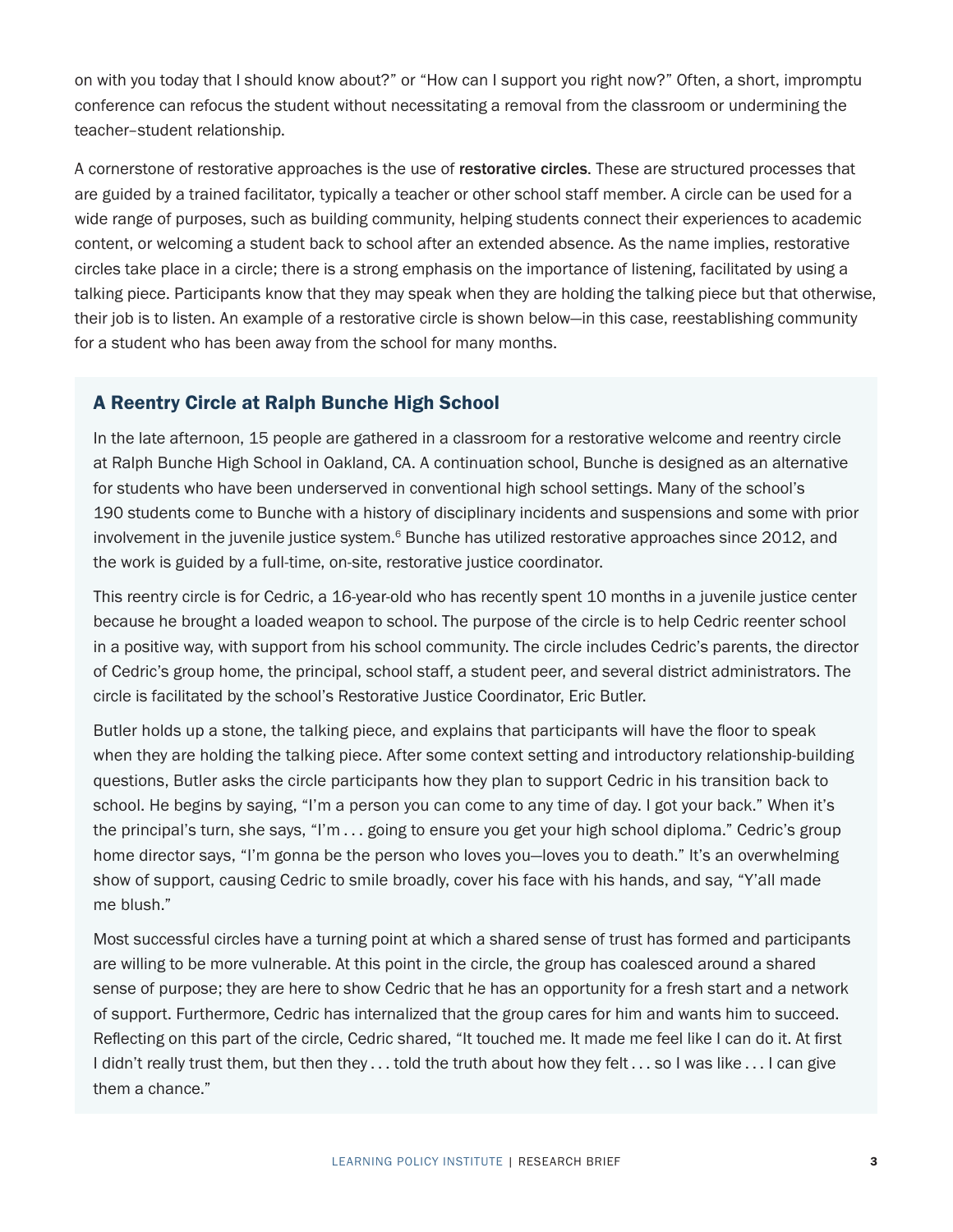on with you today that I should know about?" or "How can I support you right now?" Often, a short, impromptu conference can refocus the student without necessitating a removal from the classroom or undermining the teacher–student relationship.

A cornerstone of restorative approaches is the use of **restorative circles**. These are structured processes that are guided by a trained facilitator, typically a teacher or other school staff member. A circle can be used for a wide range of purposes, such as building community, helping students connect their experiences to academic content, or welcoming a student back to school after an extended absence. As the name implies, restorative circles take place in a circle; there is a strong emphasis on the importance of listening, facilitated by using a talking piece. Participants know that they may speak when they are holding the talking piece but that otherwise, their job is to listen. An example of a restorative circle is shown below—in this case, reestablishing community for a student who has been away from the school for many months.

### A Reentry Circle at Ralph Bunche High School

In the late afternoon, 15 people are gathered in a classroom for a restorative welcome and reentry circle at Ralph Bunche High School in Oakland, CA. A continuation school, Bunche is designed as an alternative for students who have been underserved in conventional high school settings. Many of the school's 190 students come to Bunche with a history of disciplinary incidents and suspensions and some with prior involvement in the juvenile justice system.[6] Bunche has utilized restorative approaches since 2012, and the work is guided by a full-time, on-site, restorative justice coordinator.

This reentry circle is for Cedric, a 16-year-old who has recently spent 10 months in a juvenile justice center because he brought a loaded weapon to school. The purpose of the circle is to help Cedric reenter school in a positive way, with support from his school community. The circle includes Cedric's parents, the director of Cedric's group home, the principal, school staff, a student peer, and several district administrators. The circle is facilitated by the school's Restorative Justice Coordinator, Eric Butler.

Butler holds up a stone, the talking piece, and explains that participants will have the floor to speak when they are holding the talking piece. After some context setting and introductory relationship-building questions, Butler asks the circle participants how they plan to support Cedric in his transition back to school. He begins by saying, "I'm a person you can come to any time of day. I got your back." When it's the principal's turn, she says, "I'm . . . going to ensure you get your high school diploma." Cedric's group home director says, "I'm gonna be the person who loves you—loves you to death." It's an overwhelming show of support, causing Cedric to smile broadly, cover his face with his hands, and say, "Y'all made me blush."

Most successful circles have a turning point at which a shared sense of trust has formed and participants are willing to be more vulnerable. At this point in the circle, the group has coalesced around a shared sense of purpose; they are here to show Cedric that he has an opportunity for a fresh start and a network of support. Furthermore, Cedric has internalized that the group cares for him and wants him to succeed. Reflecting on this part of the circle, Cedric shared, "It touched me. It made me feel like I can do it. At first I didn't really trust them, but then they . . . told the truth about how they felt . . . so I was like . . . I can give them a chance."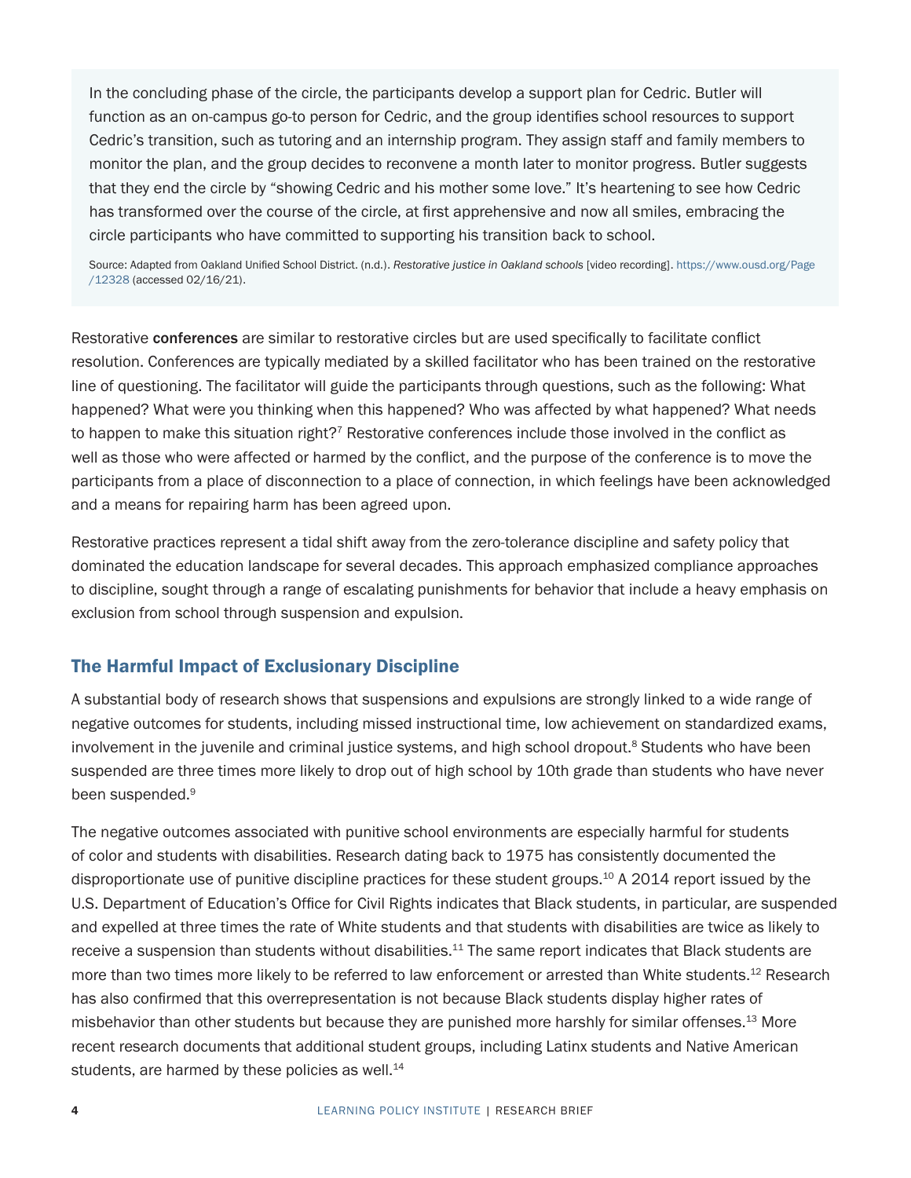In the concluding phase of the circle, the participants develop a support plan for Cedric. Butler will function as an on-campus go-to person for Cedric, and the group identifies school resources to support Cedric's transition, such as tutoring and an internship program. They assign staff and family members to monitor the plan, and the group decides to reconvene a month later to monitor progress. Butler suggests that they end the circle by "showing Cedric and his mother some love." It's heartening to see how Cedric has transformed over the course of the circle, at first apprehensive and now all smiles, embracing the circle participants who have committed to supporting his transition back to school.

Source: Adapted from Oakland Unified School District. (n.d.). *Restorative justice in Oakland schools* [video recording]. https://www.ousd.org/Page/12328 (accessed 02/16/21).

Restorative **conferences** are similar to restorative circles but are used specifically to facilitate conflict resolution. Conferences are typically mediated by a skilled facilitator who has been trained on the restorative line of questioning. The facilitator will guide the participants through questions, such as the following: What happened? What were you thinking when this happened? Who was affected by what happened? What needs to happen to make this situation right?[7] Restorative conferences include those involved in the conflict as well as those who were affected or harmed by the conflict, and the purpose of the conference is to move the participants from a place of disconnection to a place of connection, in which feelings have been acknowledged and a means for repairing harm has been agreed upon.

Restorative practices represent a tidal shift away from the zero-tolerance discipline and safety policy that dominated the education landscape for several decades. This approach emphasized compliance approaches to discipline, sought through a range of escalating punishments for behavior that include a heavy emphasis on exclusion from school through suspension and expulsion.

## The Harmful Impact of Exclusionary Discipline

A substantial body of research shows that suspensions and expulsions are strongly linked to a wide range of negative outcomes for students, including missed instructional time, low achievement on standardized exams, involvement in the juvenile and criminal justice systems, and high school dropout.[8] Students who have been suspended are three times more likely to drop out of high school by 10th grade than students who have never been suspended.[9]

The negative outcomes associated with punitive school environments are especially harmful for students of color and students with disabilities. Research dating back to 1975 has consistently documented the disproportionate use of punitive discipline practices for these student groups.[10] A 2014 report issued by the U.S. Department of Education's Office for Civil Rights indicates that Black students, in particular, are suspended and expelled at three times the rate of White students and that students with disabilities are twice as likely to receive a suspension than students without disabilities.[11] The same report indicates that Black students are more than two times more likely to be referred to law enforcement or arrested than White students.[12] Research has also confirmed that this overrepresentation is not because Black students display higher rates of misbehavior than other students but because they are punished more harshly for similar offenses.[13] More recent research documents that additional student groups, including Latinx students and Native American students, are harmed by these policies as well.[14]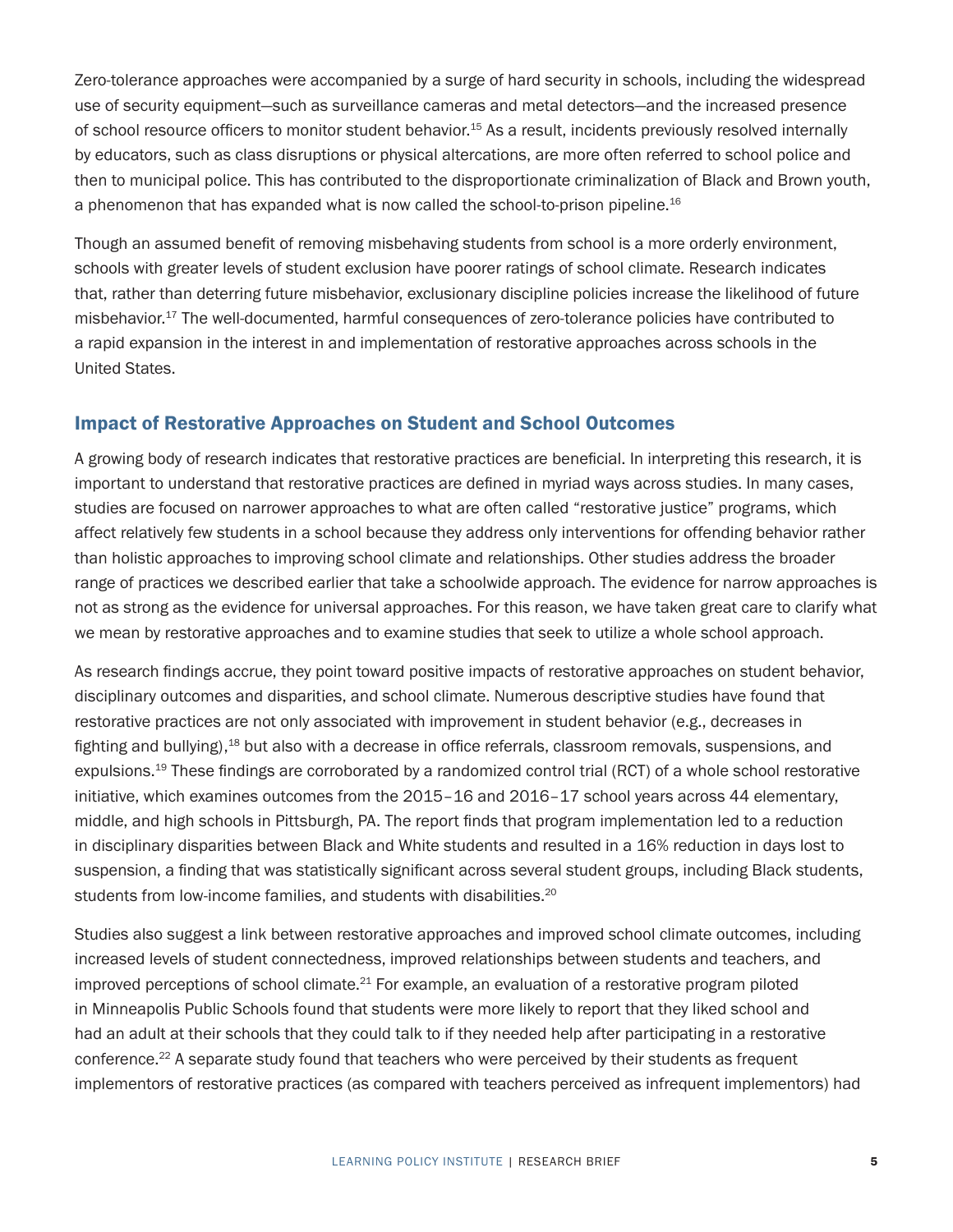Zero-tolerance approaches were accompanied by a surge of hard security in schools, including the widespread use of security equipment—such as surveillance cameras and metal detectors—and the increased presence of school resource officers to monitor student behavior.[15] As a result, incidents previously resolved internally by educators, such as class disruptions or physical altercations, are more often referred to school police and then to municipal police. This has contributed to the disproportionate criminalization of Black and Brown youth, a phenomenon that has expanded what is now called the school-to-prison pipeline.[16]

Though an assumed benefit of removing misbehaving students from school is a more orderly environment, schools with greater levels of student exclusion have poorer ratings of school climate. Research indicates that, rather than deterring future misbehavior, exclusionary discipline policies increase the likelihood of future misbehavior.[17] The well-documented, harmful consequences of zero-tolerance policies have contributed to a rapid expansion in the interest in and implementation of restorative approaches across schools in the United States.

## Impact of Restorative Approaches on Student and School Outcomes

A growing body of research indicates that restorative practices are beneficial. In interpreting this research, it is important to understand that restorative practices are defined in myriad ways across studies. In many cases, studies are focused on narrower approaches to what are often called "restorative justice" programs, which affect relatively few students in a school because they address only interventions for offending behavior rather than holistic approaches to improving school climate and relationships. Other studies address the broader range of practices we described earlier that take a schoolwide approach. The evidence for narrow approaches is not as strong as the evidence for universal approaches. For this reason, we have taken great care to clarify what we mean by restorative approaches and to examine studies that seek to utilize a whole school approach.

As research findings accrue, they point toward positive impacts of restorative approaches on student behavior, disciplinary outcomes and disparities, and school climate. Numerous descriptive studies have found that restorative practices are not only associated with improvement in student behavior (e.g., decreases in fighting and bullying),[18] but also with a decrease in office referrals, classroom removals, suspensions, and expulsions.[19] These findings are corroborated by a randomized control trial (RCT) of a whole school restorative initiative, which examines outcomes from the 2015–16 and 2016–17 school years across 44 elementary, middle, and high schools in Pittsburgh, PA. The report finds that program implementation led to a reduction in disciplinary disparities between Black and White students and resulted in a 16% reduction in days lost to suspension, a finding that was statistically significant across several student groups, including Black students, students from low-income families, and students with disabilities.[20]

Studies also suggest a link between restorative approaches and improved school climate outcomes, including increased levels of student connectedness, improved relationships between students and teachers, and improved perceptions of school climate.[21] For example, an evaluation of a restorative program piloted in Minneapolis Public Schools found that students were more likely to report that they liked school and had an adult at their schools that they could talk to if they needed help after participating in a restorative conference.[22] A separate study found that teachers who were perceived by their students as frequent implementors of restorative practices (as compared with teachers perceived as infrequent implementors) had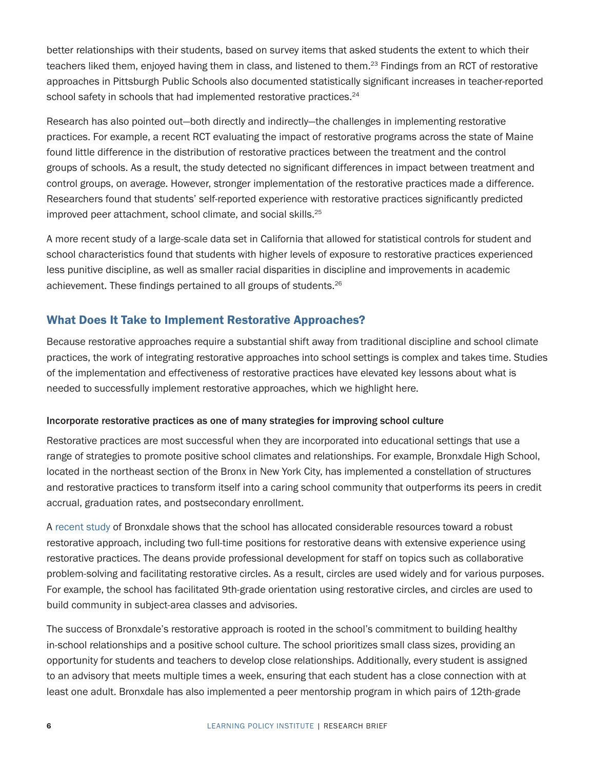better relationships with their students, based on survey items that asked students the extent to which their teachers liked them, enjoyed having them in class, and listened to them.[23] Findings from an RCT of restorative approaches in Pittsburgh Public Schools also documented statistically significant increases in teacher-reported school safety in schools that had implemented restorative practices.[24]

Research has also pointed out—both directly and indirectly—the challenges in implementing restorative practices. For example, a recent RCT evaluating the impact of restorative programs across the state of Maine found little difference in the distribution of restorative practices between the treatment and the control groups of schools. As a result, the study detected no significant differences in impact between treatment and control groups, on average. However, stronger implementation of the restorative practices made a difference. Researchers found that students' self-reported experience with restorative practices significantly predicted improved peer attachment, school climate, and social skills.[25]

A more recent study of a large-scale data set in California that allowed for statistical controls for student and school characteristics found that students with higher levels of exposure to restorative practices experienced less punitive discipline, as well as smaller racial disparities in discipline and improvements in academic achievement. These findings pertained to all groups of students.[26]

## What Does It Take to Implement Restorative Approaches?

Because restorative approaches require a substantial shift away from traditional discipline and school climate practices, the work of integrating restorative approaches into school settings is complex and takes time. Studies of the implementation and effectiveness of restorative practices have elevated key lessons about what is needed to successfully implement restorative approaches, which we highlight here.

### Incorporate restorative practices as one of many strategies for improving school culture

Restorative practices are most successful when they are incorporated into educational settings that use a range of strategies to promote positive school climates and relationships. For example, Bronxdale High School, located in the northeast section of the Bronx in New York City, has implemented a constellation of structures and restorative practices to transform itself into a caring school community that outperforms its peers in credit accrual, graduation rates, and postsecondary enrollment.

A recent study of Bronxdale shows that the school has allocated considerable resources toward a robust restorative approach, including two full-time positions for restorative deans with extensive experience using restorative practices. The deans provide professional development for staff on topics such as collaborative problem-solving and facilitating restorative circles. As a result, circles are used widely and for various purposes. For example, the school has facilitated 9th-grade orientation using restorative circles, and circles are used to build community in subject-area classes and advisories.

The success of Bronxdale's restorative approach is rooted in the school's commitment to building healthy in-school relationships and a positive school culture. The school prioritizes small class sizes, providing an opportunity for students and teachers to develop close relationships. Additionally, every student is assigned to an advisory that meets multiple times a week, ensuring that each student has a close connection with at least one adult. Bronxdale has also implemented a peer mentorship program in which pairs of 12th-grade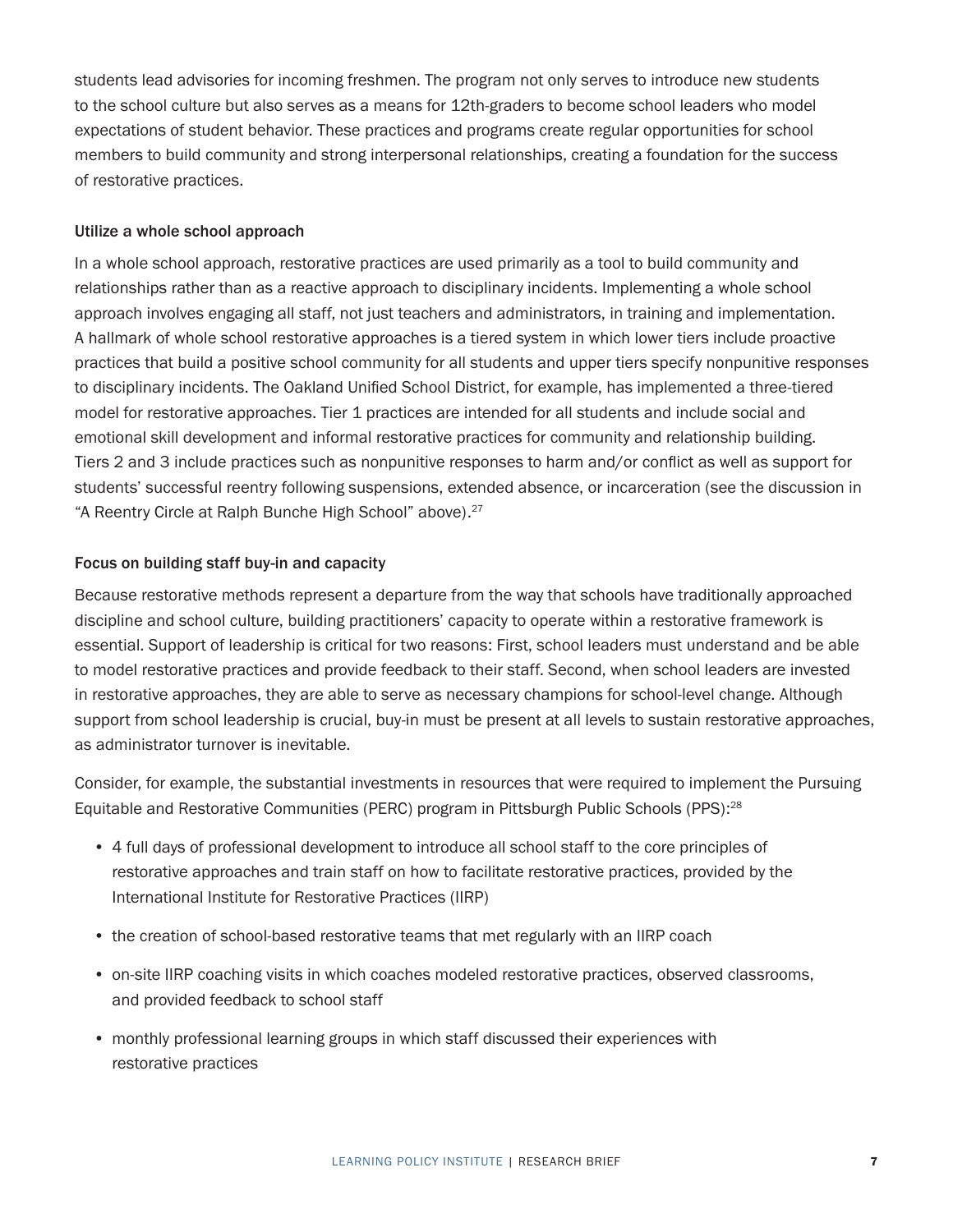students lead advisories for incoming freshmen. The program not only serves to introduce new students to the school culture but also serves as a means for 12th-graders to become school leaders who model expectations of student behavior. These practices and programs create regular opportunities for school members to build community and strong interpersonal relationships, creating a foundation for the success of restorative practices.

### Utilize a whole school approach

In a whole school approach, restorative practices are used primarily as a tool to build community and relationships rather than as a reactive approach to disciplinary incidents. Implementing a whole school approach involves engaging all staff, not just teachers and administrators, in training and implementation. A hallmark of whole school restorative approaches is a tiered system in which lower tiers include proactive practices that build a positive school community for all students and upper tiers specify nonpunitive responses to disciplinary incidents. The Oakland Unified School District, for example, has implemented a three-tiered model for restorative approaches. Tier 1 practices are intended for all students and include social and emotional skill development and informal restorative practices for community and relationship building. Tiers 2 and 3 include practices such as nonpunitive responses to harm and/or conflict as well as support for students' successful reentry following suspensions, extended absence, or incarceration (see the discussion in "A Reentry Circle at Ralph Bunche High School" above).[27]

### Focus on building staff buy-in and capacity

Because restorative methods represent a departure from the way that schools have traditionally approached discipline and school culture, building practitioners' capacity to operate within a restorative framework is essential. Support of leadership is critical for two reasons: First, school leaders must understand and be able to model restorative practices and provide feedback to their staff. Second, when school leaders are invested in restorative approaches, they are able to serve as necessary champions for school-level change. Although support from school leadership is crucial, buy-in must be present at all levels to sustain restorative approaches, as administrator turnover is inevitable.

Consider, for example, the substantial investments in resources that were required to implement the Pursuing Equitable and Restorative Communities (PERC) program in Pittsburgh Public Schools (PPS):[28]

- 4 full days of professional development to introduce all school staff to the core principles of restorative approaches and train staff on how to facilitate restorative practices, provided by the International Institute for Restorative Practices (IIRP)
- the creation of school-based restorative teams that met regularly with an IIRP coach
- on-site IIRP coaching visits in which coaches modeled restorative practices, observed classrooms, and provided feedback to school staff
- monthly professional learning groups in which staff discussed their experiences with restorative practices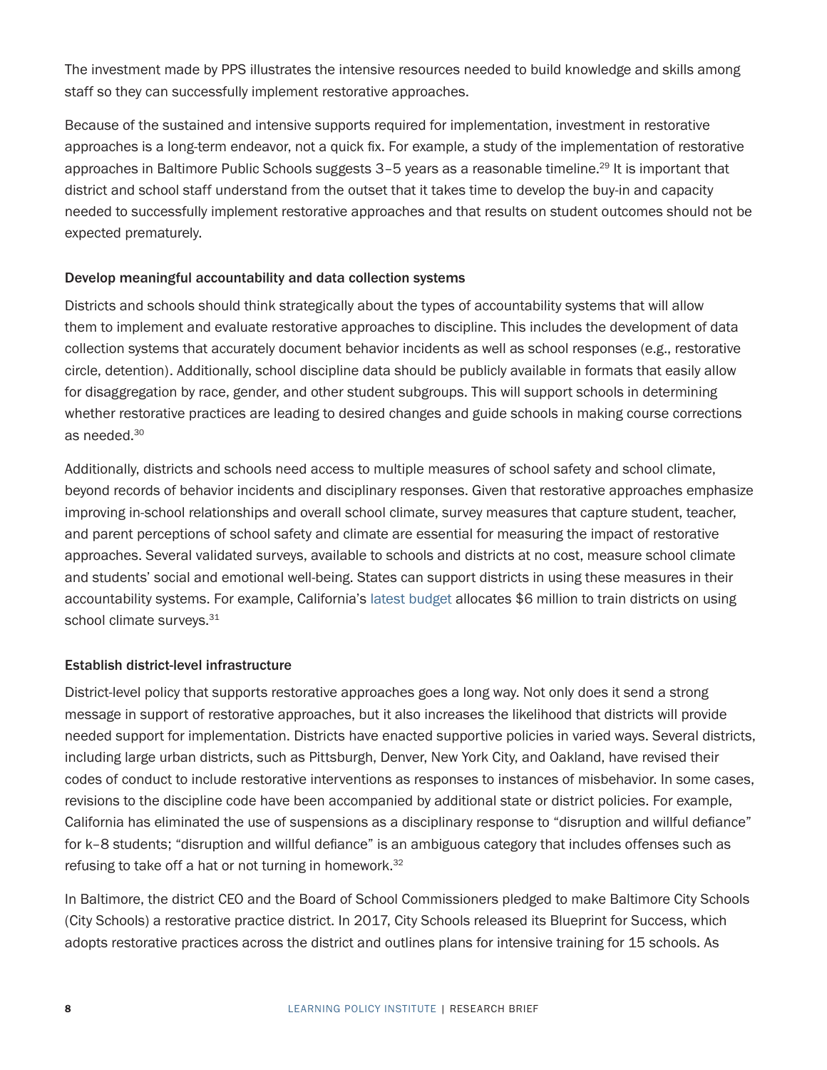The investment made by PPS illustrates the intensive resources needed to build knowledge and skills among staff so they can successfully implement restorative approaches.

Because of the sustained and intensive supports required for implementation, investment in restorative approaches is a long-term endeavor, not a quick fix. For example, a study of the implementation of restorative approaches in Baltimore Public Schools suggests 3–5 years as a reasonable timeline.[29] It is important that district and school staff understand from the outset that it takes time to develop the buy-in and capacity needed to successfully implement restorative approaches and that results on student outcomes should not be expected prematurely.

### Develop meaningful accountability and data collection systems

Districts and schools should think strategically about the types of accountability systems that will allow them to implement and evaluate restorative approaches to discipline. This includes the development of data collection systems that accurately document behavior incidents as well as school responses (e.g., restorative circle, detention). Additionally, school discipline data should be publicly available in formats that easily allow for disaggregation by race, gender, and other student subgroups. This will support schools in determining whether restorative practices are leading to desired changes and guide schools in making course corrections as needed.[30]

Additionally, districts and schools need access to multiple measures of school safety and school climate, beyond records of behavior incidents and disciplinary responses. Given that restorative approaches emphasize improving in-school relationships and overall school climate, survey measures that capture student, teacher, and parent perceptions of school safety and climate are essential for measuring the impact of restorative approaches. Several validated surveys, available to schools and districts at no cost, measure school climate and students' social and emotional well-being. States can support districts in using these measures in their accountability systems. For example, California's latest budget allocates $6 million to train districts on using school climate surveys.[31]

### Establish district-level infrastructure

District-level policy that supports restorative approaches goes a long way. Not only does it send a strong message in support of restorative approaches, but it also increases the likelihood that districts will provide needed support for implementation. Districts have enacted supportive policies in varied ways. Several districts, including large urban districts, such as Pittsburgh, Denver, New York City, and Oakland, have revised their codes of conduct to include restorative interventions as responses to instances of misbehavior. In some cases, revisions to the discipline code have been accompanied by additional state or district policies. For example, California has eliminated the use of suspensions as a disciplinary response to "disruption and willful defiance" for k–8 students; "disruption and willful defiance" is an ambiguous category that includes offenses such as refusing to take off a hat or not turning in homework.[32]

In Baltimore, the district CEO and the Board of School Commissioners pledged to make Baltimore City Schools (City Schools) a restorative practice district. In 2017, City Schools released its Blueprint for Success, which adopts restorative practices across the district and outlines plans for intensive training for 15 schools. As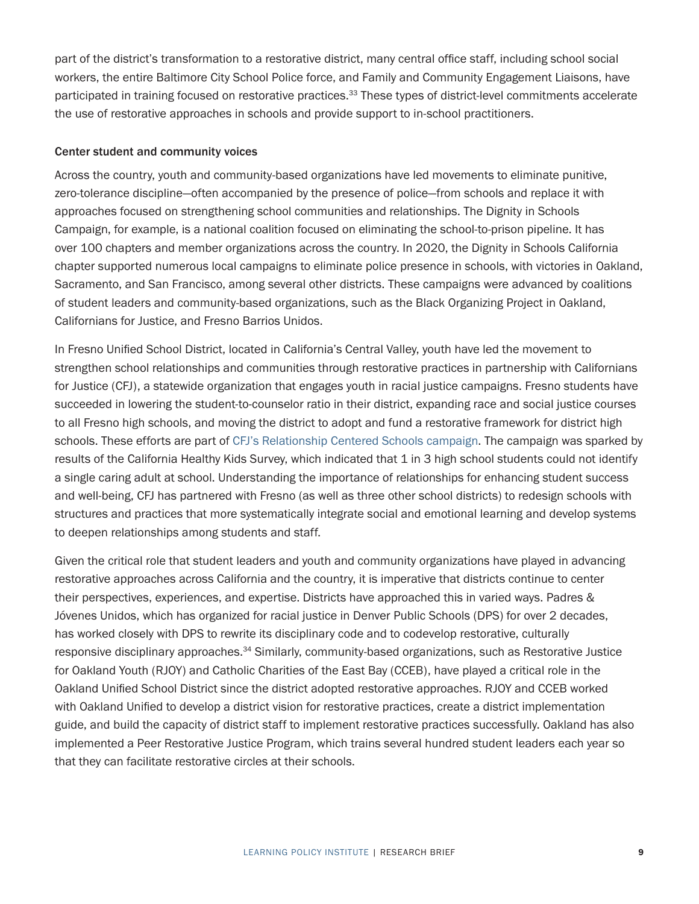part of the district's transformation to a restorative district, many central office staff, including school social workers, the entire Baltimore City School Police force, and Family and Community Engagement Liaisons, have participated in training focused on restorative practices.[33] These types of district-level commitments accelerate the use of restorative approaches in schools and provide support to in-school practitioners.

### Center student and community voices

Across the country, youth and community-based organizations have led movements to eliminate punitive, zero-tolerance discipline—often accompanied by the presence of police—from schools and replace it with approaches focused on strengthening school communities and relationships. The Dignity in Schools Campaign, for example, is a national coalition focused on eliminating the school-to-prison pipeline. It has over 100 chapters and member organizations across the country. In 2020, the Dignity in Schools California chapter supported numerous local campaigns to eliminate police presence in schools, with victories in Oakland, Sacramento, and San Francisco, among several other districts. These campaigns were advanced by coalitions of student leaders and community-based organizations, such as the Black Organizing Project in Oakland, Californians for Justice, and Fresno Barrios Unidos.

In Fresno Unified School District, located in California's Central Valley, youth have led the movement to strengthen school relationships and communities through restorative practices in partnership with Californians for Justice (CFJ), a statewide organization that engages youth in racial justice campaigns. Fresno students have succeeded in lowering the student-to-counselor ratio in their district, expanding race and social justice courses to all Fresno high schools, and moving the district to adopt and fund a restorative framework for district high schools. These efforts are part of CFJ's Relationship Centered Schools campaign. The campaign was sparked by results of the California Healthy Kids Survey, which indicated that 1 in 3 high school students could not identify a single caring adult at school. Understanding the importance of relationships for enhancing student success and well-being, CFJ has partnered with Fresno (as well as three other school districts) to redesign schools with structures and practices that more systematically integrate social and emotional learning and develop systems to deepen relationships among students and staff.

Given the critical role that student leaders and youth and community organizations have played in advancing restorative approaches across California and the country, it is imperative that districts continue to center their perspectives, experiences, and expertise. Districts have approached this in varied ways. Padres & Jóvenes Unidos, which has organized for racial justice in Denver Public Schools (DPS) for over 2 decades, has worked closely with DPS to rewrite its disciplinary code and to codevelop restorative, culturally responsive disciplinary approaches.[34] Similarly, community-based organizations, such as Restorative Justice for Oakland Youth (RJOY) and Catholic Charities of the East Bay (CCEB), have played a critical role in the Oakland Unified School District since the district adopted restorative approaches. RJOY and CCEB worked with Oakland Unified to develop a district vision for restorative practices, create a district implementation guide, and build the capacity of district staff to implement restorative practices successfully. Oakland has also implemented a Peer Restorative Justice Program, which trains several hundred student leaders each year so that they can facilitate restorative circles at their schools.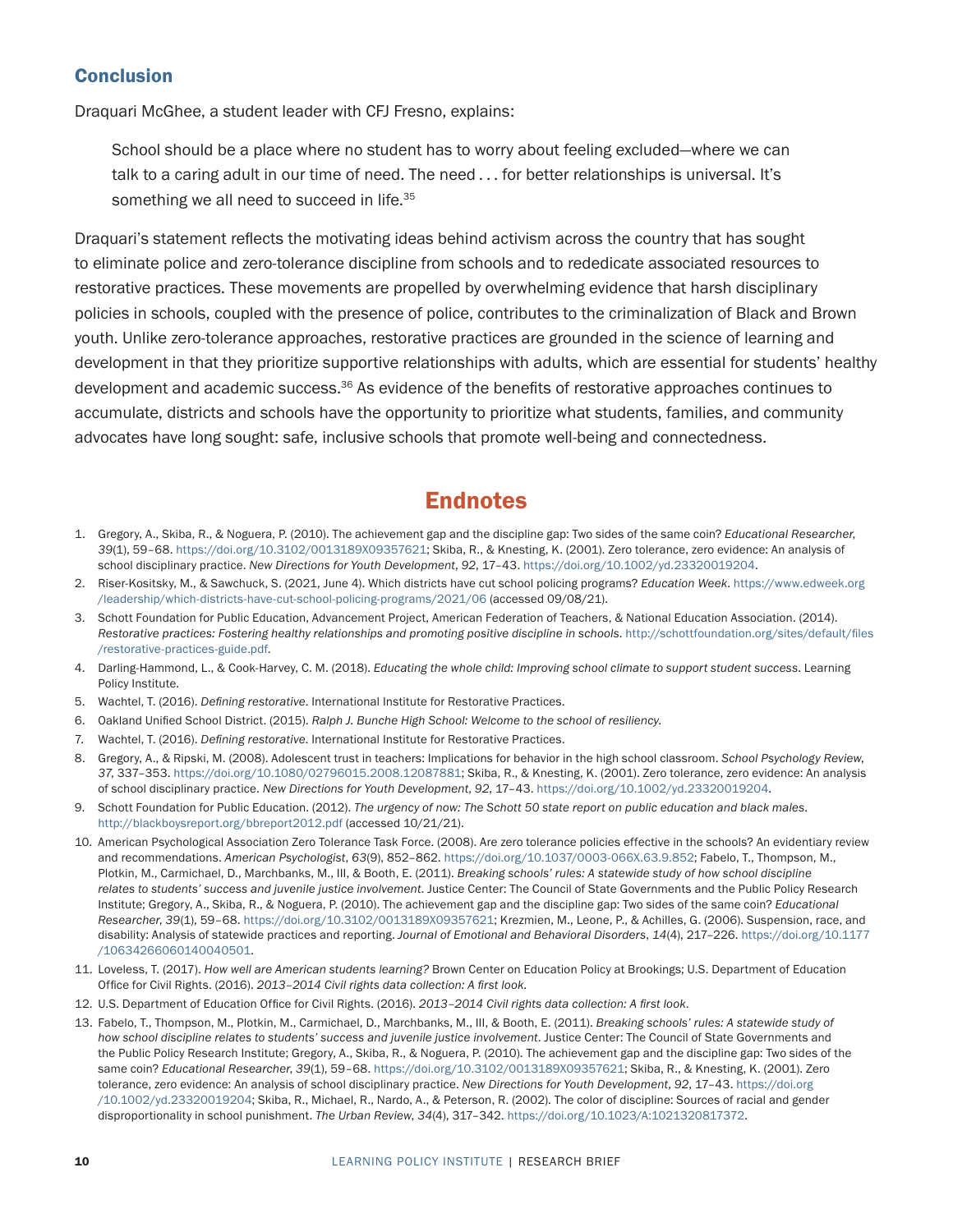## Conclusion

Draquari McGhee, a student leader with CFJ Fresno, explains:

> School should be a place where no student has to worry about feeling excluded—where we can talk to a caring adult in our time of need. The need . . . for better relationships is universal. It's something we all need to succeed in life.[35]

Draquari's statement reflects the motivating ideas behind activism across the country that has sought to eliminate police and zero-tolerance discipline from schools and to rededicate associated resources to restorative practices. These movements are propelled by overwhelming evidence that harsh disciplinary policies in schools, coupled with the presence of police, contributes to the criminalization of Black and Brown youth. Unlike zero-tolerance approaches, restorative practices are grounded in the science of learning and development in that they prioritize supportive relationships with adults, which are essential for students' healthy development and academic success.[36] As evidence of the benefits of restorative approaches continues to accumulate, districts and schools have the opportunity to prioritize what students, families, and community advocates have long sought: safe, inclusive schools that promote well-being and connectedness.

## Endnotes

1. Gregory, A., Skiba, R., & Noguera, P. (2010). The achievement gap and the discipline gap: Two sides of the same coin? *Educational Researcher*, *39*(1), 59–68. https://doi.org/10.3102/0013189X09357621; Skiba, R., & Knesting, K. (2001). Zero tolerance, zero evidence: An analysis of school disciplinary practice. *New Directions for Youth Development*, *92*, 17–43. https://doi.org/10.1002/yd.23320019204.
2. Riser-Kositsky, M., & Sawchuck, S. (2021, June 4). Which districts have cut school policing programs? *Education Week*. https://www.edweek.org/leadership/which-districts-have-cut-school-policing-programs/2021/06 (accessed 09/08/21).
3. Schott Foundation for Public Education, Advancement Project, American Federation of Teachers, & National Education Association. (2014). *Restorative practices: Fostering healthy relationships and promoting positive discipline in schools*. http://schottfoundation.org/sites/default/files/restorative-practices-guide.pdf.
4. Darling-Hammond, L., & Cook-Harvey, C. M. (2018). *Educating the whole child: Improving school climate to support student success*. Learning Policy Institute.
5. Wachtel, T. (2016). *Defining restorative*. International Institute for Restorative Practices.
6. Oakland Unified School District. (2015). *Ralph J. Bunche High School: Welcome to the school of resiliency.*
7. Wachtel, T. (2016). *Defining restorative*. International Institute for Restorative Practices.
8. Gregory, A., & Ripski, M. (2008). Adolescent trust in teachers: Implications for behavior in the high school classroom. *School Psychology Review*, *37*, 337–353. https://doi.org/10.1080/02796015.2008.12087881; Skiba, R., & Knesting, K. (2001). Zero tolerance, zero evidence: An analysis of school disciplinary practice. *New Directions for Youth Development*, *92*, 17–43. https://doi.org/10.1002/yd.23320019204.
9. Schott Foundation for Public Education. (2012). *The urgency of now: The Schott 50 state report on public education and black males*. http://blackboysreport.org/bbreport2012.pdf (accessed 10/21/21).
10. American Psychological Association Zero Tolerance Task Force. (2008). Are zero tolerance policies effective in the schools? An evidentiary review and recommendations. *American Psychologist*, *63*(9), 852–862. https://doi.org/10.1037/0003-066X.63.9.852; Fabelo, T., Thompson, M., Plotkin, M., Carmichael, D., Marchbanks, M., III, & Booth, E. (2011). *Breaking schools' rules: A statewide study of how school discipline relates to students' success and juvenile justice involvement*. Justice Center: The Council of State Governments and the Public Policy Research Institute; Gregory, A., Skiba, R., & Noguera, P. (2010). The achievement gap and the discipline gap: Two sides of the same coin? *Educational Researcher*, *39*(1), 59–68. https://doi.org/10.3102/0013189X09357621; Krezmien, M., Leone, P., & Achilles, G. (2006). Suspension, race, and disability: Analysis of statewide practices and reporting. *Journal of Emotional and Behavioral Disorders*, *14*(4), 217–226. https://doi.org/10.1177/10634266060140040501.
11. Loveless, T. (2017). *How well are American students learning?* Brown Center on Education Policy at Brookings; U.S. Department of Education Office for Civil Rights. (2016). *2013–2014 Civil rights data collection: A first look*.
12. U.S. Department of Education Office for Civil Rights. (2016). *2013–2014 Civil rights data collection: A first look*.
13. Fabelo, T., Thompson, M., Plotkin, M., Carmichael, D., Marchbanks, M., III, & Booth, E. (2011). *Breaking schools' rules: A statewide study of how school discipline relates to students' success and juvenile justice involvement*. Justice Center: The Council of State Governments and the Public Policy Research Institute; Gregory, A., Skiba, R., & Noguera, P. (2010). The achievement gap and the discipline gap: Two sides of the same coin? *Educational Researcher*, *39*(1), 59–68. https://doi.org/10.3102/0013189X09357621; Skiba, R., & Knesting, K. (2001). Zero tolerance, zero evidence: An analysis of school disciplinary practice. *New Directions for Youth Development*, *92*, 17–43. https://doi.org/10.1002/yd.23320019204; Skiba, R., Michael, R., Nardo, A., & Peterson, R. (2002). The color of discipline: Sources of racial and gender disproportionality in school punishment. *The Urban Review*, *34*(4), 317–342. https://doi.org/10.1023/A:1021320817372.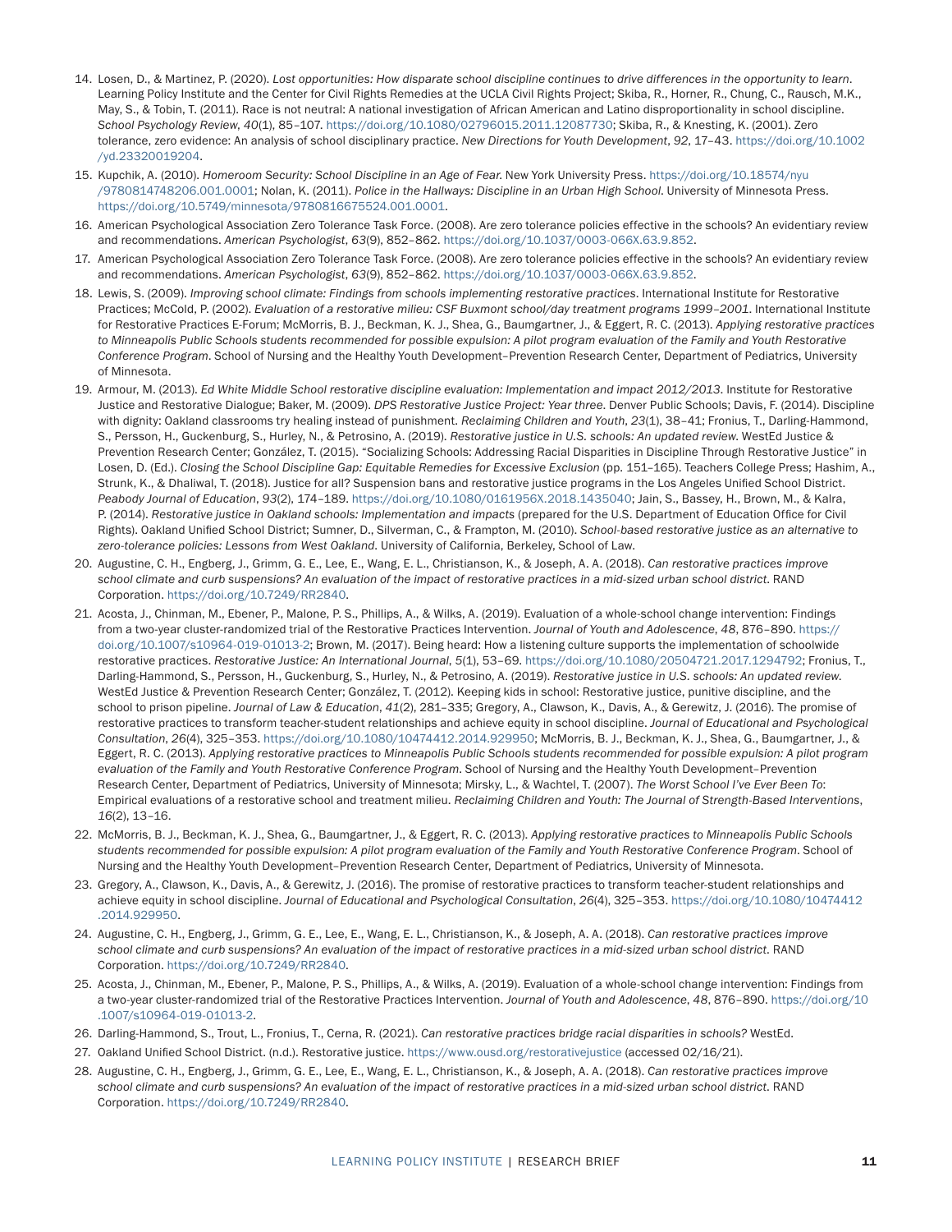14. Losen, D., & Martinez, P. (2020). *Lost opportunities: How disparate school discipline continues to drive differences in the opportunity to learn*. Learning Policy Institute and the Center for Civil Rights Remedies at the UCLA Civil Rights Project; Skiba, R., Horner, R., Chung, C., Rausch, M.K., May, S., & Tobin, T. (2011). Race is not neutral: A national investigation of African American and Latino disproportionality in school discipline. *School Psychology Review*, *40*(1), 85–107. https://doi.org/10.1080/02796015.2011.12087730; Skiba, R., & Knesting, K. (2001). Zero tolerance, zero evidence: An analysis of school disciplinary practice. *New Directions for Youth Development*, *92*, 17–43. https://doi.org/10.1002/yd.23320019204.
15. Kupchik, A. (2010). *Homeroom Security: School Discipline in an Age of Fear*. New York University Press. https://doi.org/10.18574/nyu/9780814748206.001.0001; Nolan, K. (2011). *Police in the Hallways: Discipline in an Urban High School*. University of Minnesota Press. https://doi.org/10.5749/minnesota/9780816675524.001.0001.
16. American Psychological Association Zero Tolerance Task Force. (2008). Are zero tolerance policies effective in the schools? An evidentiary review and recommendations. *American Psychologist*, *63*(9), 852–862. https://doi.org/10.1037/0003-066X.63.9.852.
17. American Psychological Association Zero Tolerance Task Force. (2008). Are zero tolerance policies effective in the schools? An evidentiary review and recommendations. *American Psychologist*, *63*(9), 852–862. https://doi.org/10.1037/0003-066X.63.9.852.
18. Lewis, S. (2009). *Improving school climate: Findings from schools implementing restorative practices*. International Institute for Restorative Practices; McCold, P. (2002). *Evaluation of a restorative milieu: CSF Buxmont school/day treatment programs 1999–2001*. International Institute for Restorative Practices E-Forum; McMorris, B. J., Beckman, K. J., Shea, G., Baumgartner, J., & Eggert, R. C. (2013). *Applying restorative practices to Minneapolis Public Schools students recommended for possible expulsion: A pilot program evaluation of the Family and Youth Restorative Conference Program*. School of Nursing and the Healthy Youth Development–Prevention Research Center, Department of Pediatrics, University of Minnesota.
19. Armour, M. (2013). *Ed White Middle School restorative discipline evaluation: Implementation and impact 2012/2013*. Institute for Restorative Justice and Restorative Dialogue; Baker, M. (2009). *DPS Restorative Justice Project: Year three*. Denver Public Schools; Davis, F. (2014). Discipline with dignity: Oakland classrooms try healing instead of punishment. *Reclaiming Children and Youth*, *23*(1), 38–41; Fronius, T., Darling-Hammond, S., Persson, H., Guckenburg, S., Hurley, N., & Petrosino, A. (2019). *Restorative justice in U.S. schools: An updated review*. WestEd Justice & Prevention Research Center; González, T. (2015). "Socializing Schools: Addressing Racial Disparities in Discipline Through Restorative Justice" in Losen, D. (Ed.). *Closing the School Discipline Gap: Equitable Remedies for Excessive Exclusion* (pp. 151–165). Teachers College Press; Hashim, A., Strunk, K., & Dhaliwal, T. (2018). Justice for all? Suspension bans and restorative justice programs in the Los Angeles Unified School District. *Peabody Journal of Education*, *93*(2), 174–189. https://doi.org/10.1080/0161956X.2018.1435040; Jain, S., Bassey, H., Brown, M., & Kalra, P. (2014). *Restorative justice in Oakland schools: Implementation and impacts* (prepared for the U.S. Department of Education Office for Civil Rights). Oakland Unified School District; Sumner, D., Silverman, C., & Frampton, M. (2010). *School-based restorative justice as an alternative to zero-tolerance policies: Lessons from West Oakland*. University of California, Berkeley, School of Law.
20. Augustine, C. H., Engberg, J., Grimm, G. E., Lee, E., Wang, E. L., Christianson, K., & Joseph, A. A. (2018). *Can restorative practices improve school climate and curb suspensions? An evaluation of the impact of restorative practices in a mid-sized urban school district*. RAND Corporation. https://doi.org/10.7249/RR2840.
21. Acosta, J., Chinman, M., Ebener, P., Malone, P. S., Phillips, A., & Wilks, A. (2019). Evaluation of a whole-school change intervention: Findings from a two-year cluster-randomized trial of the Restorative Practices Intervention. *Journal of Youth and Adolescence*, *48*, 876–890. https://doi.org/10.1007/s10964-019-01013-2; Brown, M. (2017). Being heard: How a listening culture supports the implementation of schoolwide restorative practices. *Restorative Justice: An International Journal*, *5*(1), 53–69. https://doi.org/10.1080/20504721.2017.1294792; Fronius, T., Darling-Hammond, S., Persson, H., Guckenburg, S., Hurley, N., & Petrosino, A. (2019). *Restorative justice in U.S. schools: An updated review*. WestEd Justice & Prevention Research Center; González, T. (2012). Keeping kids in school: Restorative justice, punitive discipline, and the school to prison pipeline. *Journal of Law & Education*, *41*(2), 281–335; Gregory, A., Clawson, K., Davis, A., & Gerewitz, J. (2016). The promise of restorative practices to transform teacher-student relationships and achieve equity in school discipline. *Journal of Educational and Psychological Consultation*, *26*(4), 325–353. https://doi.org/10.1080/10474412.2014.929950; McMorris, B. J., Beckman, K. J., Shea, G., Baumgartner, J., & Eggert, R. C. (2013). *Applying restorative practices to Minneapolis Public Schools students recommended for possible expulsion: A pilot program evaluation of the Family and Youth Restorative Conference Program*. School of Nursing and the Healthy Youth Development–Prevention Research Center, Department of Pediatrics, University of Minnesota; Mirsky, L., & Wachtel, T. (2007). *The Worst School I've Ever Been To*: Empirical evaluations of a restorative school and treatment milieu. *Reclaiming Children and Youth: The Journal of Strength-Based Interventions*, *16*(2), 13–16.
22. McMorris, B. J., Beckman, K. J., Shea, G., Baumgartner, J., & Eggert, R. C. (2013). *Applying restorative practices to Minneapolis Public Schools students recommended for possible expulsion: A pilot program evaluation of the Family and Youth Restorative Conference Program*. School of Nursing and the Healthy Youth Development–Prevention Research Center, Department of Pediatrics, University of Minnesota.
23. Gregory, A., Clawson, K., Davis, A., & Gerewitz, J. (2016). The promise of restorative practices to transform teacher-student relationships and achieve equity in school discipline. *Journal of Educational and Psychological Consultation*, *26*(4), 325–353. https://doi.org/10.1080/10474412.2014.929950.
24. Augustine, C. H., Engberg, J., Grimm, G. E., Lee, E., Wang, E. L., Christianson, K., & Joseph, A. A. (2018). *Can restorative practices improve school climate and curb suspensions? An evaluation of the impact of restorative practices in a mid-sized urban school district*. RAND Corporation. https://doi.org/10.7249/RR2840.
25. Acosta, J., Chinman, M., Ebener, P., Malone, P. S., Phillips, A., & Wilks, A. (2019). Evaluation of a whole-school change intervention: Findings from a two-year cluster-randomized trial of the Restorative Practices Intervention. *Journal of Youth and Adolescence*, *48*, 876–890. https://doi.org/10.1007/s10964-019-01013-2.
26. Darling-Hammond, S., Trout, L., Fronius, T., Cerna, R. (2021). *Can restorative practices bridge racial disparities in schools?* WestEd.
27. Oakland Unified School District. (n.d.). Restorative justice. https://www.ousd.org/restorativejustice (accessed 02/16/21).
28. Augustine, C. H., Engberg, J., Grimm, G. E., Lee, E., Wang, E. L., Christianson, K., & Joseph, A. A. (2018). *Can restorative practices improve school climate and curb suspensions? An evaluation of the impact of restorative practices in a mid-sized urban school district*. RAND Corporation. https://doi.org/10.7249/RR2840.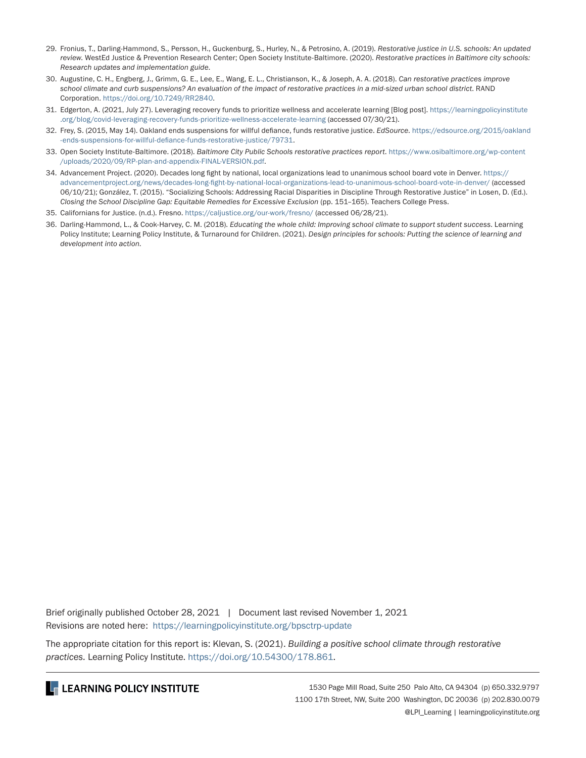29. Fronius, T., Darling-Hammond, S., Persson, H., Guckenburg, S., Hurley, N., & Petrosino, A. (2019). *Restorative justice in U.S. schools: An updated review*. WestEd Justice & Prevention Research Center; Open Society Institute-Baltimore. (2020). *Restorative practices in Baltimore city schools: Research updates and implementation guide*.
30. Augustine, C. H., Engberg, J., Grimm, G. E., Lee, E., Wang, E. L., Christianson, K., & Joseph, A. A. (2018). *Can restorative practices improve school climate and curb suspensions? An evaluation of the impact of restorative practices in a mid-sized urban school district*. RAND Corporation. https://doi.org/10.7249/RR2840.
31. Edgerton, A. (2021, July 27). Leveraging recovery funds to prioritize wellness and accelerate learning [Blog post]. https://learningpolicyinstitute.org/blog/covid-leveraging-recovery-funds-prioritize-wellness-accelerate-learning (accessed 07/30/21).
32. Frey, S. (2015, May 14). Oakland ends suspensions for willful defiance, funds restorative justice. *EdSource*. https://edsource.org/2015/oakland-ends-suspensions-for-willful-defiance-funds-restorative-justice/79731.
33. Open Society Institute-Baltimore. (2018). *Baltimore City Public Schools restorative practices report*. https://www.osibaltimore.org/wp-content/uploads/2020/09/RP-plan-and-appendix-FINAL-VERSION.pdf.
34. Advancement Project. (2020). Decades long fight by national, local organizations lead to unanimous school board vote in Denver. https://advancementproject.org/news/decades-long-fight-by-national-local-organizations-lead-to-unanimous-school-board-vote-in-denver/ (accessed 06/10/21); González, T. (2015). "Socializing Schools: Addressing Racial Disparities in Discipline Through Restorative Justice" in Losen, D. (Ed.). *Closing the School Discipline Gap: Equitable Remedies for Excessive Exclusion* (pp. 151–165). Teachers College Press.
35. Californians for Justice. (n.d.). Fresno. https://caljustice.org/our-work/fresno/ (accessed 06/28/21).
36. Darling-Hammond, L., & Cook-Harvey, C. M. (2018). *Educating the whole child: Improving school climate to support student success*. Learning Policy Institute; Learning Policy Institute, & Turnaround for Children. (2021). *Design principles for schools: Putting the science of learning and development into action*.

Brief originally published October 28, 2021 | Document last revised November 1, 2021
Revisions are noted here: https://learningpolicyinstitute.org/bpsctrp-update

The appropriate citation for this report is: Klevan, S. (2021). *Building a positive school climate through restorative practices.* Learning Policy Institute. https://doi.org/10.54300/178.861.

LEARNING POLICY INSTITUTE

1530 Page Mill Road, Suite 250 Palo Alto, CA 94304 (p) 650.332.9797
1100 17th Street, NW, Suite 200 Washington, DC 20036 (p) 202.830.0079
@LPI_Learning | learningpolicyinstitute.org